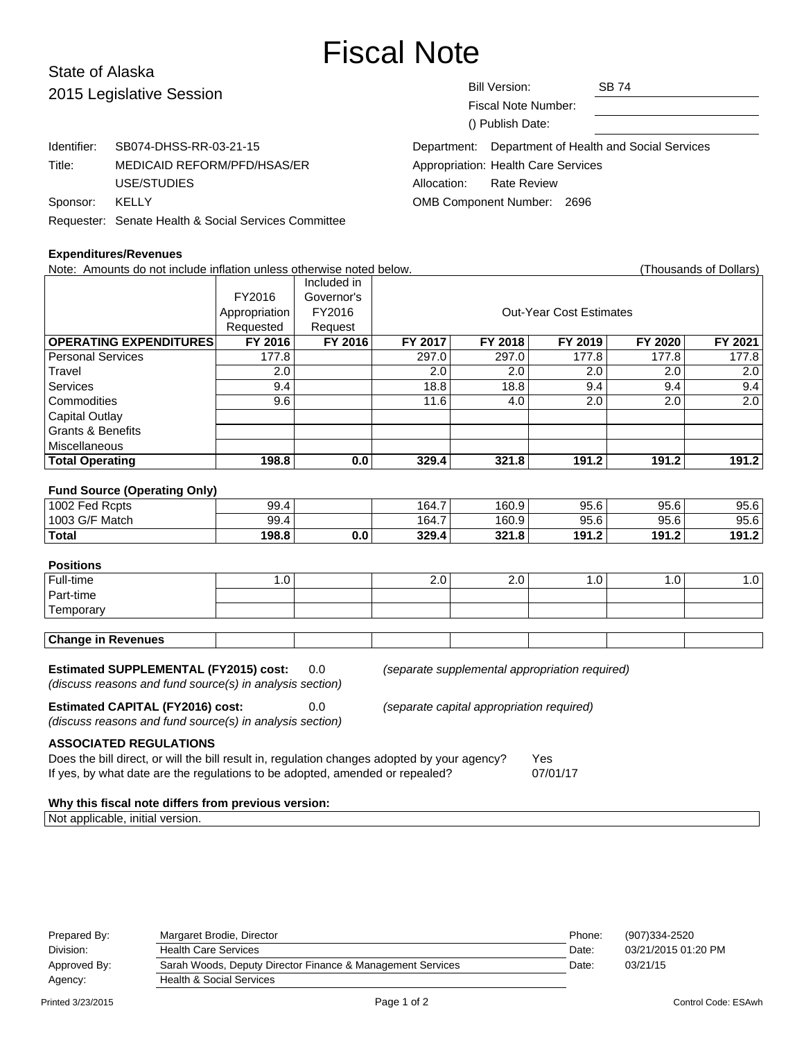# Fiscal Note

State of Alaska
2015 Legislative Session

| | |
|---|---|
| Bill Version: | SB 74 |
| Fiscal Note Number: | |
| () Publish Date: | |

| | |
|---|---|
| Identifier: | SB074-DHSS-RR-03-21-15 |
| Title: | MEDICAID REFORM/PFD/HSAS/ER USE/STUDIES |
| Sponsor: | KELLY |
| Requester: | Senate Health & Social Services Committee |

| | |
|---|---|
| Department: | Department of Health and Social Services |
| Appropriation: | Health Care Services |
| Allocation: | Rate Review |
| OMB Component Number: | 2696 |

**Expenditures/Revenues**

Note: Amounts do not include inflation unless otherwise noted below. (Thousands of Dollars)

| | FY2016 Appropriation Requested | Included in Governor's FY2016 Request | Out-Year Cost Estimates | | | | |
|---|---|---|---|---|---|---|---|
| **OPERATING EXPENDITURES** | **FY 2016** | **FY 2016** | **FY 2017** | **FY 2018** | **FY 2019** | **FY 2020** | **FY 2021** |
| Personal Services | 177.8 | | 297.0 | 297.0 | 177.8 | 177.8 | 177.8 |
| Travel | 2.0 | | 2.0 | 2.0 | 2.0 | 2.0 | 2.0 |
| Services | 9.4 | | 18.8 | 18.8 | 9.4 | 9.4 | 9.4 |
| Commodities | 9.6 | | 11.6 | 4.0 | 2.0 | 2.0 | 2.0 |
| Capital Outlay | | | | | | | |
| Grants & Benefits | | | | | | | |
| Miscellaneous | | | | | | | |
| **Total Operating** | **198.8** | **0.0** | **329.4** | **321.8** | **191.2** | **191.2** | **191.2** |

**Fund Source (Operating Only)**

| | | | | | | | |
|---|---|---|---|---|---|---|---|
| 1002 Fed Rcpts | 99.4 | | 164.7 | 160.9 | 95.6 | 95.6 | 95.6 |
| 1003 G/F Match | 99.4 | | 164.7 | 160.9 | 95.6 | 95.6 | 95.6 |
| **Total** | **198.8** | **0.0** | **329.4** | **321.8** | **191.2** | **191.2** | **191.2** |

**Positions**

| | | | | | | | |
|---|---|---|---|---|---|---|---|
| Full-time | 1.0 | | 2.0 | 2.0 | 1.0 | 1.0 | 1.0 |
| Part-time | | | | | | | |
| Temporary | | | | | | | |

| | | | | | | | |
|---|---|---|---|---|---|---|---|
| **Change in Revenues** | | | | | | | |

**Estimated SUPPLEMENTAL (FY2015) cost:** 0.0 *(separate supplemental appropriation required)*
*(discuss reasons and fund source(s) in analysis section)*

**Estimated CAPITAL (FY2016) cost:** 0.0 *(separate capital appropriation required)*
*(discuss reasons and fund source(s) in analysis section)*

**ASSOCIATED REGULATIONS**

Does the bill direct, or will the bill result in, regulation changes adopted by your agency? Yes
If yes, by what date are the regulations to be adopted, amended or repealed? 07/01/17

**Why this fiscal note differs from previous version:**

Not applicable, initial version.

| | | | |
|---|---|---|---|
| Prepared By: | Margaret Brodie, Director | Phone: | (907)334-2520 |
| Division: | Health Care Services | Date: | 03/21/2015 01:20 PM |
| Approved By: | Sarah Woods, Deputy Director Finance & Management Services | Date: | 03/21/15 |
| Agency: | Health & Social Services | | |

Printed 3/23/2015 Control Code: ESAwh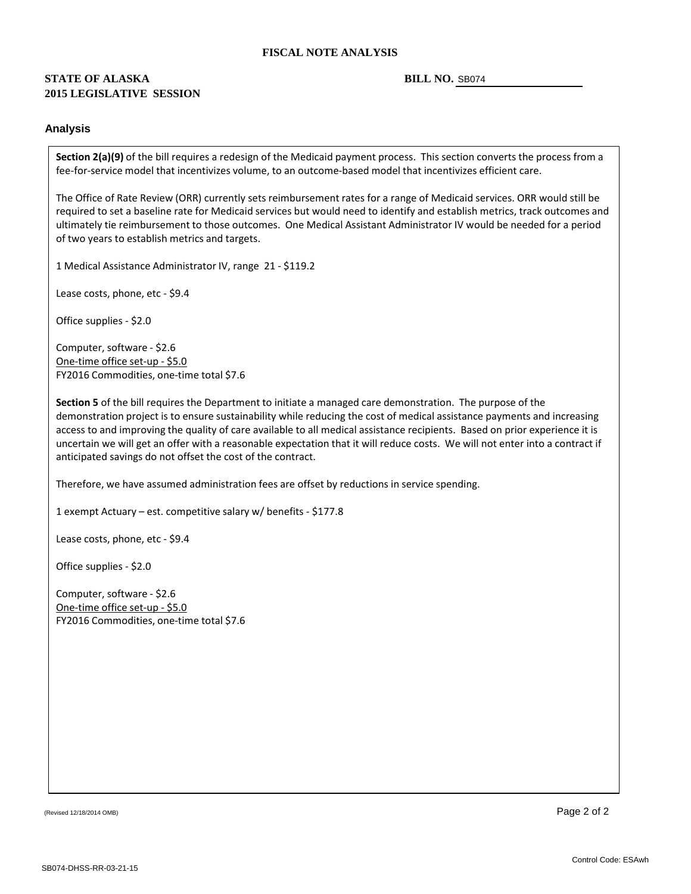**FISCAL NOTE ANALYSIS**

**STATE OF ALASKA**
**2015 LEGISLATIVE SESSION**

**BILL NO.** SB074

## Analysis

**Section 2(a)(9)** of the bill requires a redesign of the Medicaid payment process. This section converts the process from a fee-for-service model that incentivizes volume, to an outcome-based model that incentivizes efficient care.

The Office of Rate Review (ORR) currently sets reimbursement rates for a range of Medicaid services. ORR would still be required to set a baseline rate for Medicaid services but would need to identify and establish metrics, track outcomes and ultimately tie reimbursement to those outcomes. One Medical Assistant Administrator IV would be needed for a period of two years to establish metrics and targets.

1 Medical Assistance Administrator IV, range 21 - $119.2

Lease costs, phone, etc - $9.4

Office supplies - $2.0

Computer, software - $2.6
One-time office set-up - $5.0
FY2016 Commodities, one-time total $7.6

**Section 5** of the bill requires the Department to initiate a managed care demonstration. The purpose of the demonstration project is to ensure sustainability while reducing the cost of medical assistance payments and increasing access to and improving the quality of care available to all medical assistance recipients. Based on prior experience it is uncertain we will get an offer with a reasonable expectation that it will reduce costs. We will not enter into a contract if anticipated savings do not offset the cost of the contract.

Therefore, we have assumed administration fees are offset by reductions in service spending.

1 exempt Actuary – est. competitive salary w/ benefits - $177.8

Lease costs, phone, etc - $9.4

Office supplies - $2.0

Computer, software - $2.6
One-time office set-up - $5.0
FY2016 Commodities, one-time total $7.6

(Revised 12/18/2014 OMB)

Control Code: ESAwh

SB074-DHSS-RR-03-21-15